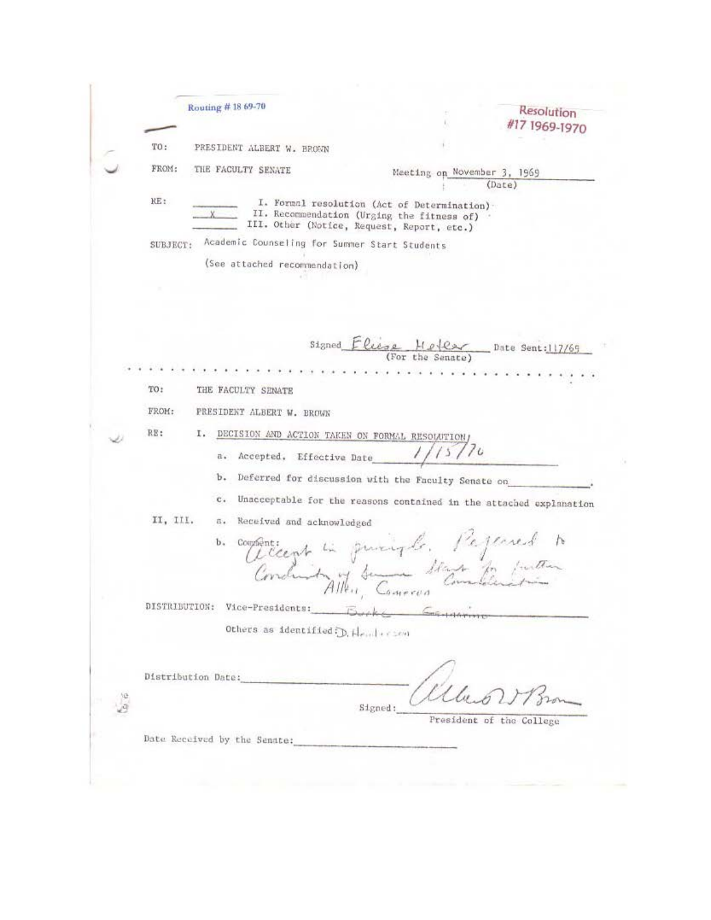Routing # 18 69-70

**Resolution #17 1969-1970**

TO: PRESIDENT ALBERT W. BROWN

FROM: THE FACULTY SENATE

Meeting on November 3, 1969 (Date)

RE:

_____ I. Formal resolution (Act of Determination)

__X__ II. Recommendation (Urging the fitness of)

_____ III. Other (Notice, Request, Report, etc.)

SUBJECT: Academic Counseling for Summer Start Students

(See attached recommendation)

Signed Eloise Hetler (For the Senate) Date Sent: 11/7/69

. . . . . . . . . . . . . . . . . . . . . . . . . . . . . . . . . . . . . . . . . . . . .

TO: THE FACULTY SENATE

FROM: PRESIDENT ALBERT W. BROWN

RE: I. DECISION AND ACTION TAKEN ON FORMAL RESOLUTION

a. Accepted. Effective Date 1/15/70

b. Deferred for discussion with the Faculty Senate on ________.

c. Unacceptable for the reasons contained in the attached explanation

II, III. a. Received and acknowledged

b. Comment: Accept in principle. Referred to Coordinator of Summer Start for further consideration. Allen, Cameron

DISTRIBUTION: Vice-Presidents: Burke Gemmirino

Others as identified: D. Henderson

Distribution Date: ____________

Signed: Albert W Brown

President of the College

Date Received by the Senate: ____________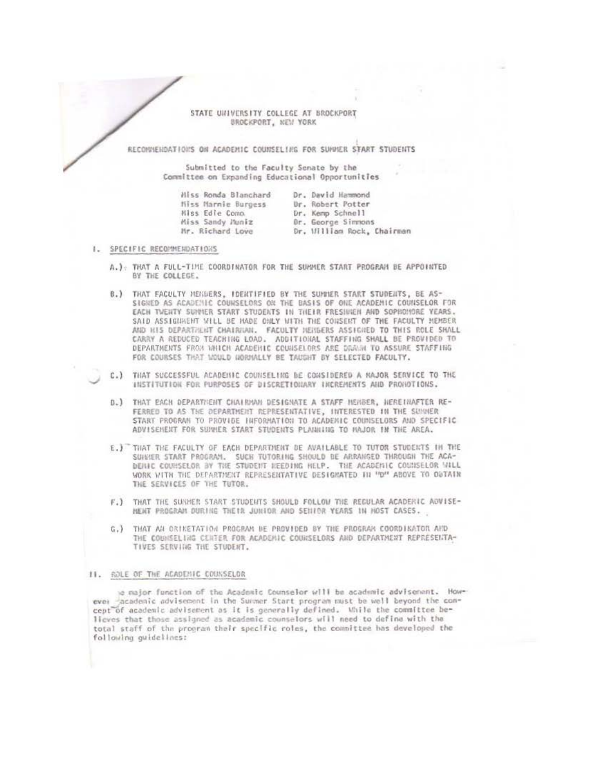STATE UNIVERSITY COLLEGE AT BROCKPORT
BROCKPORT, NEW YORK

RECOMMENDATIONS ON ACADEMIC COUNSELING FOR SUMMER START STUDENTS

Submitted to the Faculty Senate by the
Committee on Expanding Educational Opportunities

| | |
|---|---|
| Miss Ronda Blanchard | Dr. David Hammond |
| Miss Marnie Burgess | Dr. Robert Potter |
| Miss Edie Como | Dr. Kemp Schnell |
| Miss Sandy Muniz | Dr. George Simmons |
| Mr. Richard Love | Dr. William Rock, Chairman |

## I. SPECIFIC RECOMMENDATIONS

A.) THAT A FULL-TIME COORDINATOR FOR THE SUMMER START PROGRAM BE APPOINTED BY THE COLLEGE.

B.) THAT FACULTY MEMBERS, IDENTIFIED BY THE SUMMER START STUDENTS, BE ASSIGNED AS ACADEMIC COUNSELORS ON THE BASIS OF ONE ACADEMIC COUNSELOR FOR EACH TWENTY SUMMER START STUDENTS IN THEIR FRESHMEN AND SOPHOMORE YEARS. SAID ASSIGNMENT WILL BE MADE ONLY WITH THE CONSENT OF THE FACULTY MEMBER AND HIS DEPARTMENT CHAIRMAN. FACULTY MEMBERS ASSIGNED TO THIS ROLE SHALL CARRY A REDUCED TEACHING LOAD. ADDITIONAL STAFFING SHALL BE PROVIDED TO DEPARTMENTS FROM WHICH ACADEMIC COUNSELORS ARE DRAWN TO ASSURE STAFFING FOR COURSES THAT WOULD NORMALLY BE TAUGHT BY SELECTED FACULTY.

C.) THAT SUCCESSFUL ACADEMIC COUNSELING BE CONSIDERED A MAJOR SERVICE TO THE INSTITUTION FOR PURPOSES OF DISCRETIONARY INCREMENTS AND PROMOTIONS.

D.) THAT EACH DEPARTMENT CHAIRMAN DESIGNATE A STAFF MEMBER, HEREINAFTER REFERRED TO AS THE DEPARTMENT REPRESENTATIVE, INTERESTED IN THE SUMMER START PROGRAM TO PROVIDE INFORMATION TO ACADEMIC COUNSELORS AND SPECIFIC ADVISEMENT FOR SUMMER START STUDENTS PLANNING TO MAJOR IN THE AREA.

E.) THAT THE FACULTY OF EACH DEPARTMENT BE AVAILABLE TO TUTOR STUDENTS IN THE SUMMER START PROGRAM. SUCH TUTORING SHOULD BE ARRANGED THROUGH THE ACADEMIC COUNSELOR BY THE STUDENT NEEDING HELP. THE ACADEMIC COUNSELOR WILL WORK WITH THE DEPARTMENT REPRESENTATIVE DESIGNATED IN "D" ABOVE TO OBTAIN THE SERVICES OF THE TUTOR.

F.) THAT THE SUMMER START STUDENTS SHOULD FOLLOW THE REGULAR ACADEMIC ADVISEMENT PROGRAM DURING THEIR JUNIOR AND SENIOR YEARS IN MOST CASES.

G.) THAT AN ORIENTATION PROGRAM BE PROVIDED BY THE PROGRAM COORDINATOR AND THE COUNSELING CENTER FOR ACADEMIC COUNSELORS AND DEPARTMENT REPRESENTATIVES SERVING THE STUDENT.

## II. ROLE OF THE ACADEMIC COUNSELOR

The major function of the Academic Counselor will be academic advisement. However academic advisement in the Summer Start program must be well beyond the concept of academic advisement as it is generally defined. While the committee believes that those assigned as academic counselors will need to define with the total staff of the program their specific roles, the committee has developed the following guidelines: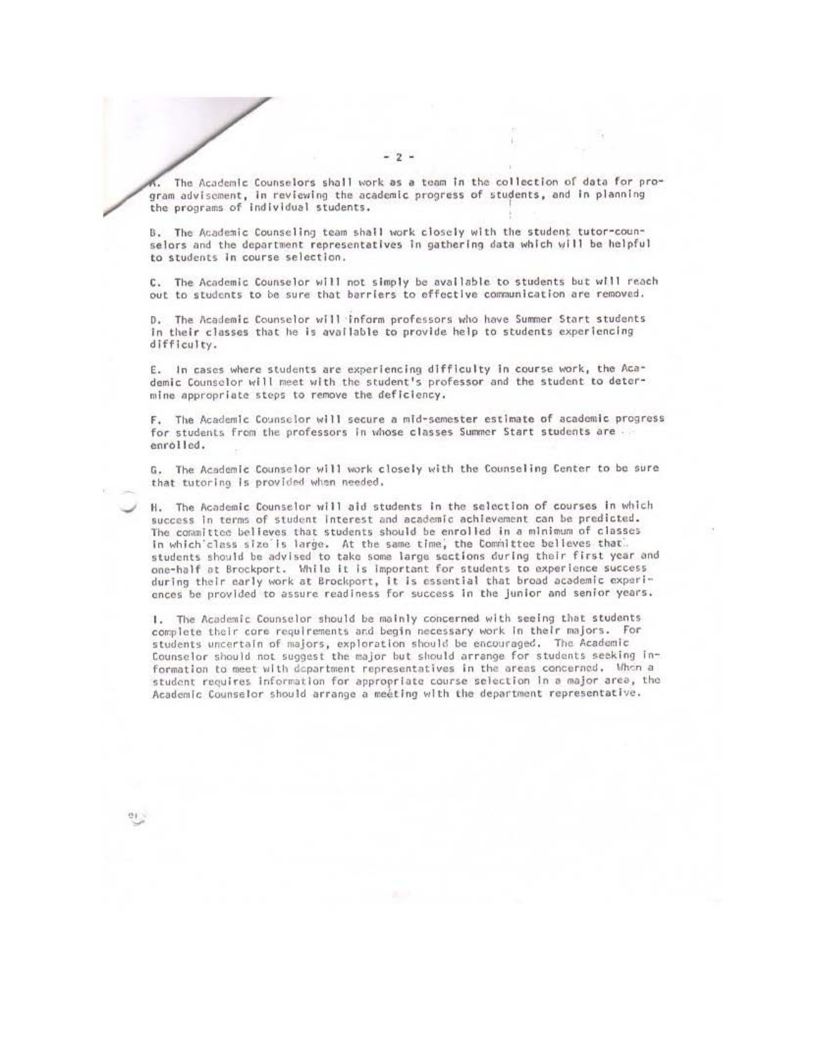A. The Academic Counselors shall work as a team in the collection of data for program advisement, in reviewing the academic progress of students, and in planning the programs of individual students.

B. The Academic Counseling team shall work closely with the student tutor-counselors and the department representatives in gathering data which will be helpful to students in course selection.

C. The Academic Counselor will not simply be available to students but will reach out to students to be sure that barriers to effective communication are removed.

D. The Academic Counselor will inform professors who have Summer Start students in their classes that he is available to provide help to students experiencing difficulty.

E. In cases where students are experiencing difficulty in course work, the Academic Counselor will meet with the student's professor and the student to determine appropriate steps to remove the deficiency.

F. The Academic Counselor will secure a mid-semester estimate of academic progress for students from the professors in whose classes Summer Start students are enrolled.

G. The Academic Counselor will work closely with the Counseling Center to be sure that tutoring is provided when needed.

H. The Academic Counselor will aid students in the selection of courses in which success in terms of student interest and academic achievement can be predicted. The committee believes that students should be enrolled in a minimum of classes in which class size is large. At the same time, the Committee believes that students should be advised to take some large sections during their first year and one-half at Brockport. While it is important for students to experience success during their early work at Brockport, it is essential that broad academic experiences be provided to assure readiness for success in the junior and senior years.

I. The Academic Counselor should be mainly concerned with seeing that students complete their core requirements and begin necessary work in their majors. For students uncertain of majors, exploration should be encouraged. The Academic Counselor should not suggest the major but should arrange for students seeking information to meet with department representatives in the areas concerned. When a student requires information for appropriate course selection in a major area, the Academic Counselor should arrange a meeting with the department representative.